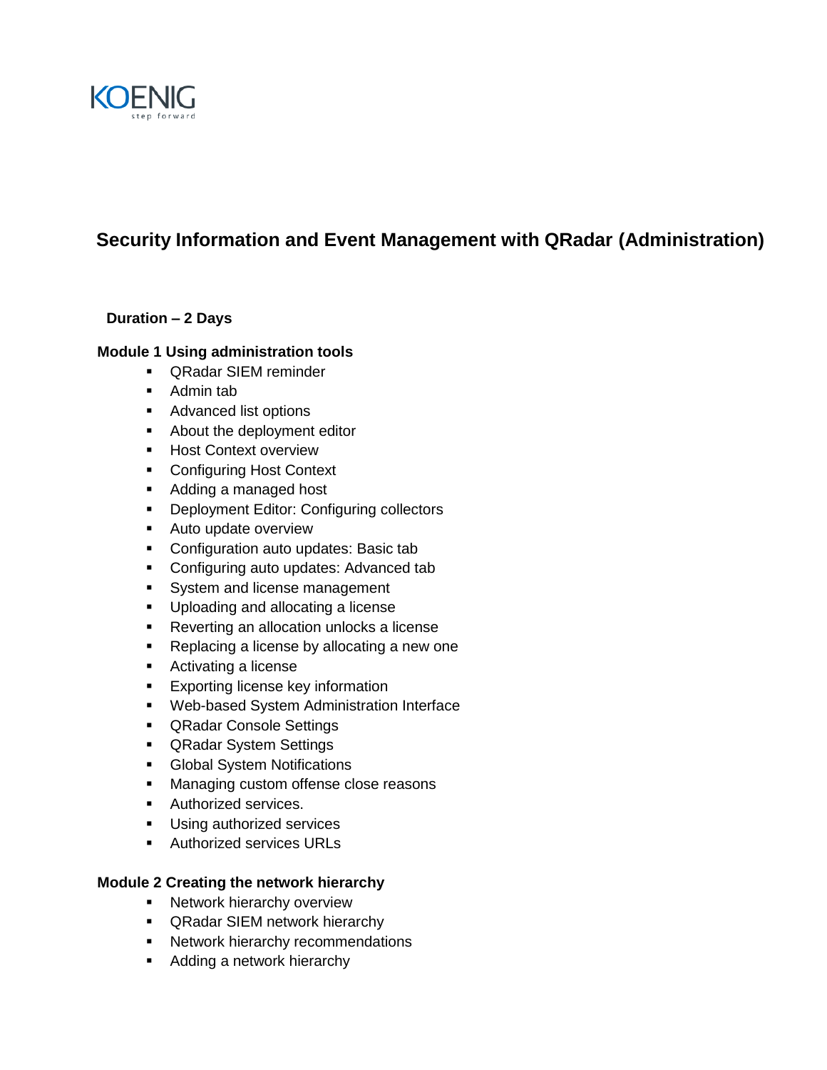KOENIG
step forward

# Security Information and Event Management with QRadar (Administration)

**Duration – 2 Days**

## Module 1 Using administration tools

- QRadar SIEM reminder
- Admin tab
- Advanced list options
- About the deployment editor
- Host Context overview
- Configuring Host Context
- Adding a managed host
- Deployment Editor: Configuring collectors
- Auto update overview
- Configuration auto updates: Basic tab
- Configuring auto updates: Advanced tab
- System and license management
- Uploading and allocating a license
- Reverting an allocation unlocks a license
- Replacing a license by allocating a new one
- Activating a license
- Exporting license key information
- Web-based System Administration Interface
- QRadar Console Settings
- QRadar System Settings
- Global System Notifications
- Managing custom offense close reasons
- Authorized services.
- Using authorized services
- Authorized services URLs

## Module 2 Creating the network hierarchy

- Network hierarchy overview
- QRadar SIEM network hierarchy
- Network hierarchy recommendations
- Adding a network hierarchy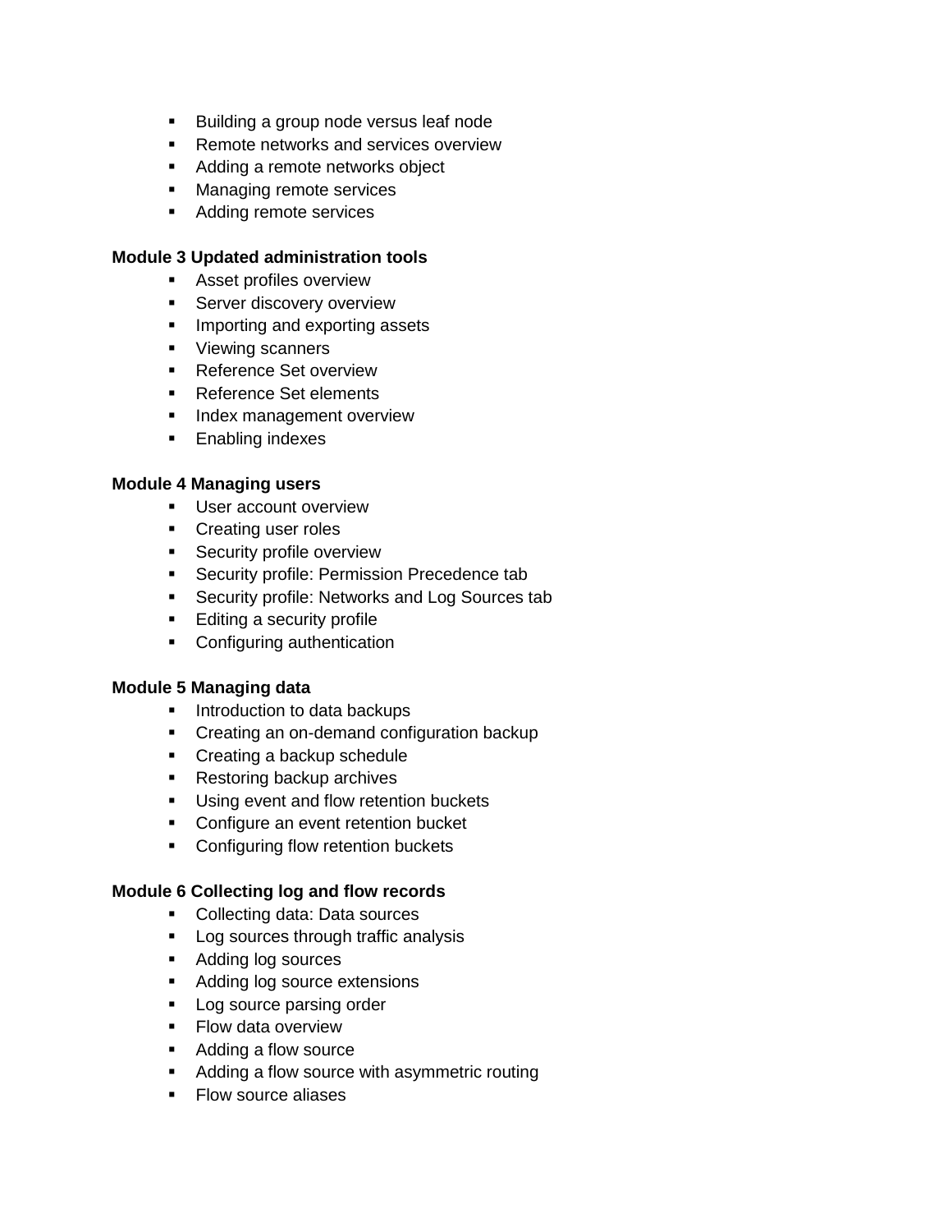- Building a group node versus leaf node
- Remote networks and services overview
- Adding a remote networks object
- Managing remote services
- Adding remote services

**Module 3 Updated administration tools**

- Asset profiles overview
- Server discovery overview
- Importing and exporting assets
- Viewing scanners
- Reference Set overview
- Reference Set elements
- Index management overview
- Enabling indexes

**Module 4 Managing users**

- User account overview
- Creating user roles
- Security profile overview
- Security profile: Permission Precedence tab
- Security profile: Networks and Log Sources tab
- Editing a security profile
- Configuring authentication

**Module 5 Managing data**

- Introduction to data backups
- Creating an on-demand configuration backup
- Creating a backup schedule
- Restoring backup archives
- Using event and flow retention buckets
- Configure an event retention bucket
- Configuring flow retention buckets

**Module 6 Collecting log and flow records**

- Collecting data: Data sources
- Log sources through traffic analysis
- Adding log sources
- Adding log source extensions
- Log source parsing order
- Flow data overview
- Adding a flow source
- Adding a flow source with asymmetric routing
- Flow source aliases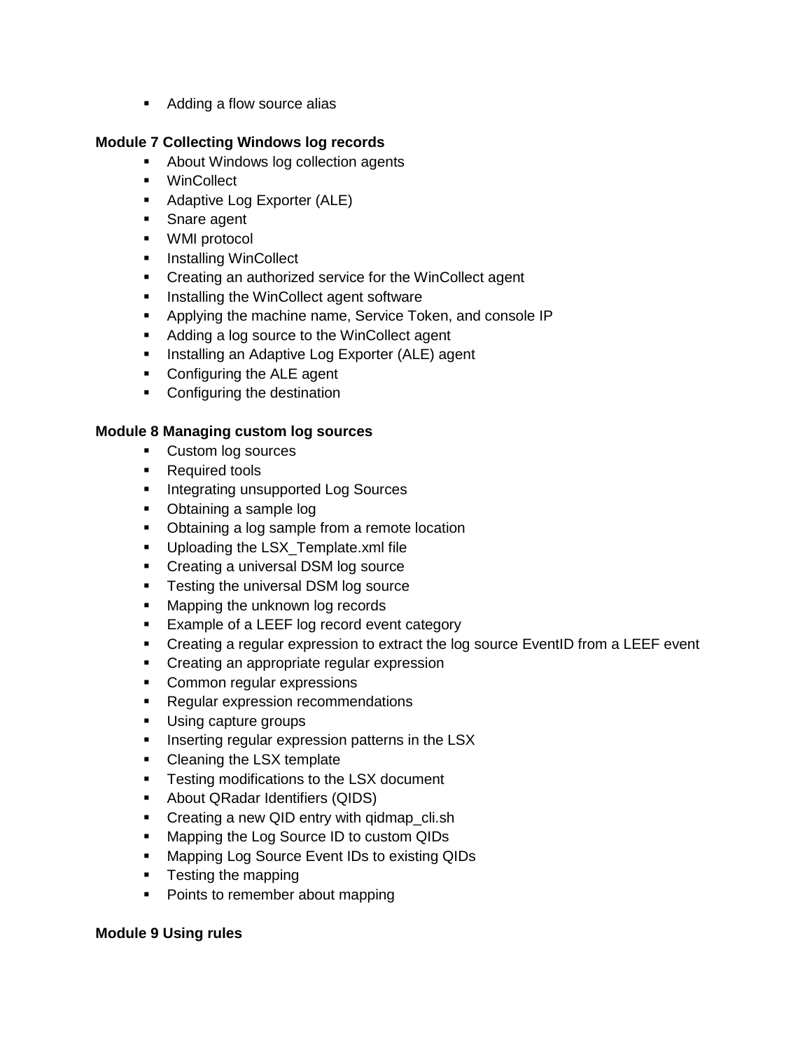- Adding a flow source alias

**Module 7 Collecting Windows log records**

- About Windows log collection agents
- WinCollect
- Adaptive Log Exporter (ALE)
- Snare agent
- WMI protocol
- Installing WinCollect
- Creating an authorized service for the WinCollect agent
- Installing the WinCollect agent software
- Applying the machine name, Service Token, and console IP
- Adding a log source to the WinCollect agent
- Installing an Adaptive Log Exporter (ALE) agent
- Configuring the ALE agent
- Configuring the destination

**Module 8 Managing custom log sources**

- Custom log sources
- Required tools
- Integrating unsupported Log Sources
- Obtaining a sample log
- Obtaining a log sample from a remote location
- Uploading the LSX_Template.xml file
- Creating a universal DSM log source
- Testing the universal DSM log source
- Mapping the unknown log records
- Example of a LEEF log record event category
- Creating a regular expression to extract the log source EventID from a LEEF event
- Creating an appropriate regular expression
- Common regular expressions
- Regular expression recommendations
- Using capture groups
- Inserting regular expression patterns in the LSX
- Cleaning the LSX template
- Testing modifications to the LSX document
- About QRadar Identifiers (QIDS)
- Creating a new QID entry with qidmap_cli.sh
- Mapping the Log Source ID to custom QIDs
- Mapping Log Source Event IDs to existing QIDs
- Testing the mapping
- Points to remember about mapping

**Module 9 Using rules**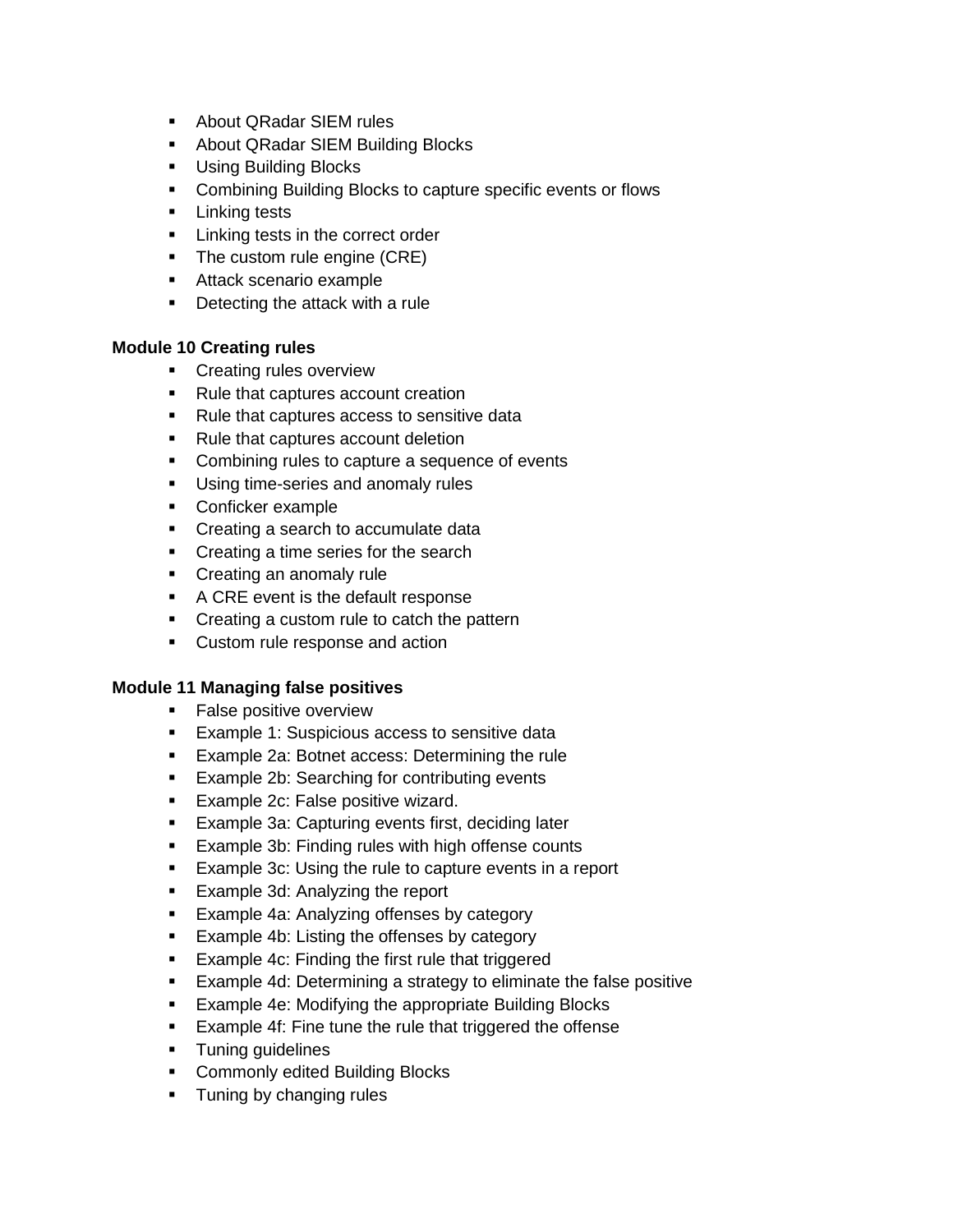- About QRadar SIEM rules
- About QRadar SIEM Building Blocks
- Using Building Blocks
- Combining Building Blocks to capture specific events or flows
- Linking tests
- Linking tests in the correct order
- The custom rule engine (CRE)
- Attack scenario example
- Detecting the attack with a rule

**Module 10 Creating rules**

- Creating rules overview
- Rule that captures account creation
- Rule that captures access to sensitive data
- Rule that captures account deletion
- Combining rules to capture a sequence of events
- Using time-series and anomaly rules
- Conficker example
- Creating a search to accumulate data
- Creating a time series for the search
- Creating an anomaly rule
- A CRE event is the default response
- Creating a custom rule to catch the pattern
- Custom rule response and action

**Module 11 Managing false positives**

- False positive overview
- Example 1: Suspicious access to sensitive data
- Example 2a: Botnet access: Determining the rule
- Example 2b: Searching for contributing events
- Example 2c: False positive wizard.
- Example 3a: Capturing events first, deciding later
- Example 3b: Finding rules with high offense counts
- Example 3c: Using the rule to capture events in a report
- Example 3d: Analyzing the report
- Example 4a: Analyzing offenses by category
- Example 4b: Listing the offenses by category
- Example 4c: Finding the first rule that triggered
- Example 4d: Determining a strategy to eliminate the false positive
- Example 4e: Modifying the appropriate Building Blocks
- Example 4f: Fine tune the rule that triggered the offense
- Tuning guidelines
- Commonly edited Building Blocks
- Tuning by changing rules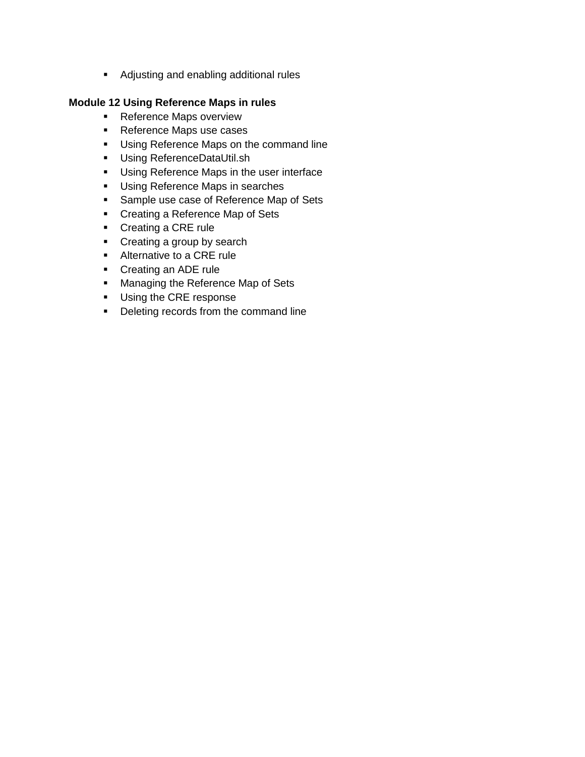- Adjusting and enabling additional rules

**Module 12 Using Reference Maps in rules**

- Reference Maps overview
- Reference Maps use cases
- Using Reference Maps on the command line
- Using ReferenceDataUtil.sh
- Using Reference Maps in the user interface
- Using Reference Maps in searches
- Sample use case of Reference Map of Sets
- Creating a Reference Map of Sets
- Creating a CRE rule
- Creating a group by search
- Alternative to a CRE rule
- Creating an ADE rule
- Managing the Reference Map of Sets
- Using the CRE response
- Deleting records from the command line